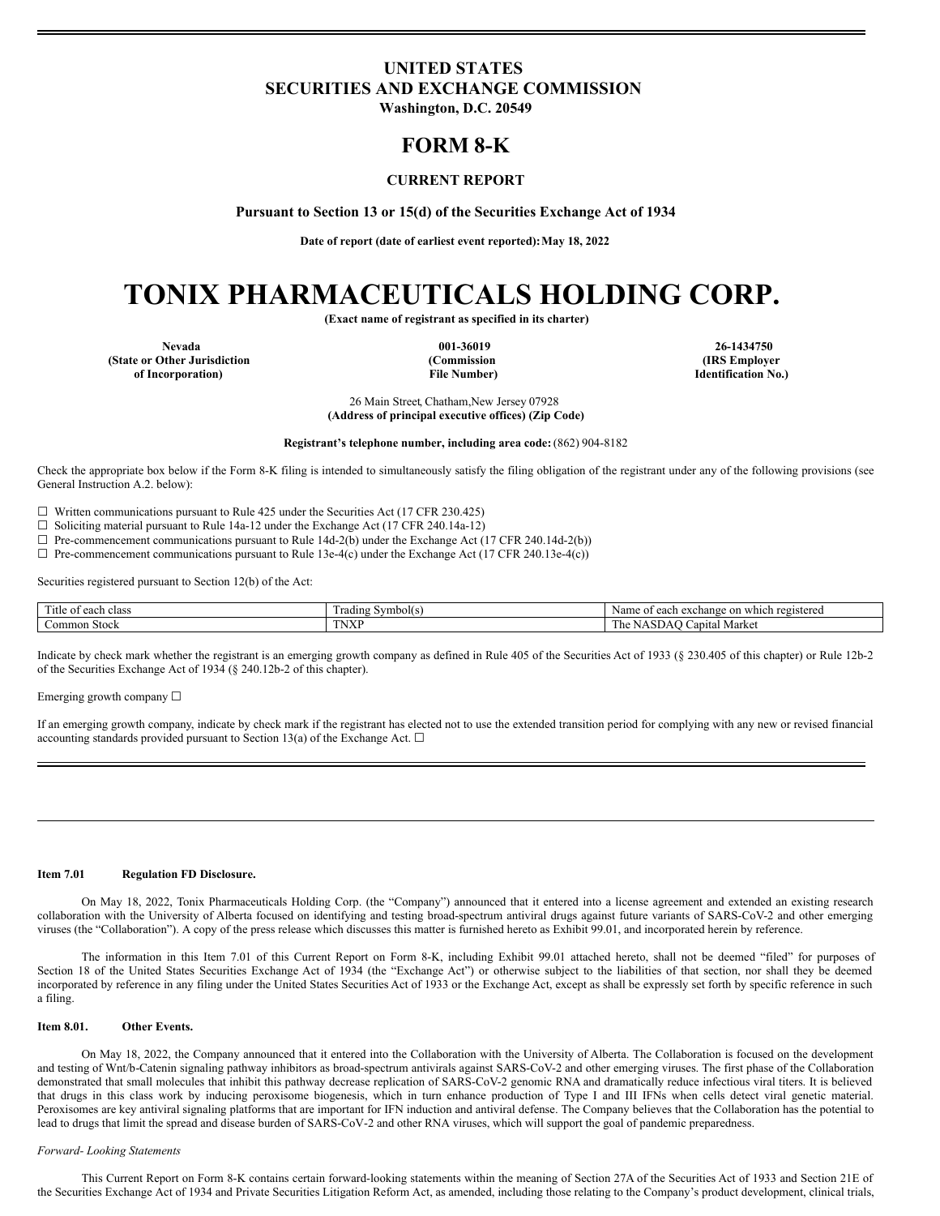# UNITED STATES
# SECURITIES AND EXCHANGE COMMISSION
**Washington, D.C. 20549**

# FORM 8-K

**CURRENT REPORT**

**Pursuant to Section 13 or 15(d) of the Securities Exchange Act of 1934**

**Date of report (date of earliest event reported): May 18, 2022**

# TONIX PHARMACEUTICALS HOLDING CORP.

**(Exact name of registrant as specified in its charter)**

| Nevada | 001-36019 | 26-1434750 |
|---|---|---|
| **(State or Other Jurisdiction of Incorporation)** | **(Commission File Number)** | **(IRS Employer Identification No.)** |

26 Main Street, Chatham, New Jersey 07928
**(Address of principal executive offices) (Zip Code)**

**Registrant's telephone number, including area code:** (862) 904-8182

Check the appropriate box below if the Form 8-K filing is intended to simultaneously satisfy the filing obligation of the registrant under any of the following provisions (see General Instruction A.2. below):

☐ Written communications pursuant to Rule 425 under the Securities Act (17 CFR 230.425)
☐ Soliciting material pursuant to Rule 14a-12 under the Exchange Act (17 CFR 240.14a-12)
☐ Pre-commencement communications pursuant to Rule 14d-2(b) under the Exchange Act (17 CFR 240.14d-2(b))
☐ Pre-commencement communications pursuant to Rule 13e-4(c) under the Exchange Act (17 CFR 240.13e-4(c))

Securities registered pursuant to Section 12(b) of the Act:

| Title of each class | Trading Symbol(s) | Name of each exchange on which registered |
|---|---|---|
| Common Stock | TNXP | The NASDAQ Capital Market |

Indicate by check mark whether the registrant is an emerging growth company as defined in Rule 405 of the Securities Act of 1933 (§ 230.405 of this chapter) or Rule 12b-2 of the Securities Exchange Act of 1934 (§ 240.12b-2 of this chapter).

Emerging growth company ☐

If an emerging growth company, indicate by check mark if the registrant has elected not to use the extended transition period for complying with any new or revised financial accounting standards provided pursuant to Section 13(a) of the Exchange Act. ☐

---

**Item 7.01 Regulation FD Disclosure.**

On May 18, 2022, Tonix Pharmaceuticals Holding Corp. (the "Company") announced that it entered into a license agreement and extended an existing research collaboration with the University of Alberta focused on identifying and testing broad-spectrum antiviral drugs against future variants of SARS-CoV-2 and other emerging viruses (the "Collaboration"). A copy of the press release which discusses this matter is furnished hereto as Exhibit 99.01, and incorporated herein by reference.

The information in this Item 7.01 of this Current Report on Form 8-K, including Exhibit 99.01 attached hereto, shall not be deemed "filed" for purposes of Section 18 of the United States Securities Exchange Act of 1934 (the "Exchange Act") or otherwise subject to the liabilities of that section, nor shall they be deemed incorporated by reference in any filing under the United States Securities Act of 1933 or the Exchange Act, except as shall be expressly set forth by specific reference in such a filing.

**Item 8.01. Other Events.**

On May 18, 2022, the Company announced that it entered into the Collaboration with the University of Alberta. The Collaboration is focused on the development and testing of Wnt/b-Catenin signaling pathway inhibitors as broad-spectrum antivirals against SARS-CoV-2 and other emerging viruses. The first phase of the Collaboration demonstrated that small molecules that inhibit this pathway decrease replication of SARS-CoV-2 genomic RNA and dramatically reduce infectious viral titers. It is believed that drugs in this class work by inducing peroxisome biogenesis, which in turn enhance production of Type I and III IFNs when cells detect viral genetic material. Peroxisomes are key antiviral signaling platforms that are important for IFN induction and antiviral defense. The Company believes that the Collaboration has the potential to lead to drugs that limit the spread and disease burden of SARS-CoV-2 and other RNA viruses, which will support the goal of pandemic preparedness.

*Forward- Looking Statements*

This Current Report on Form 8-K contains certain forward-looking statements within the meaning of Section 27A of the Securities Act of 1933 and Section 21E of the Securities Exchange Act of 1934 and Private Securities Litigation Reform Act, as amended, including those relating to the Company's product development, clinical trials,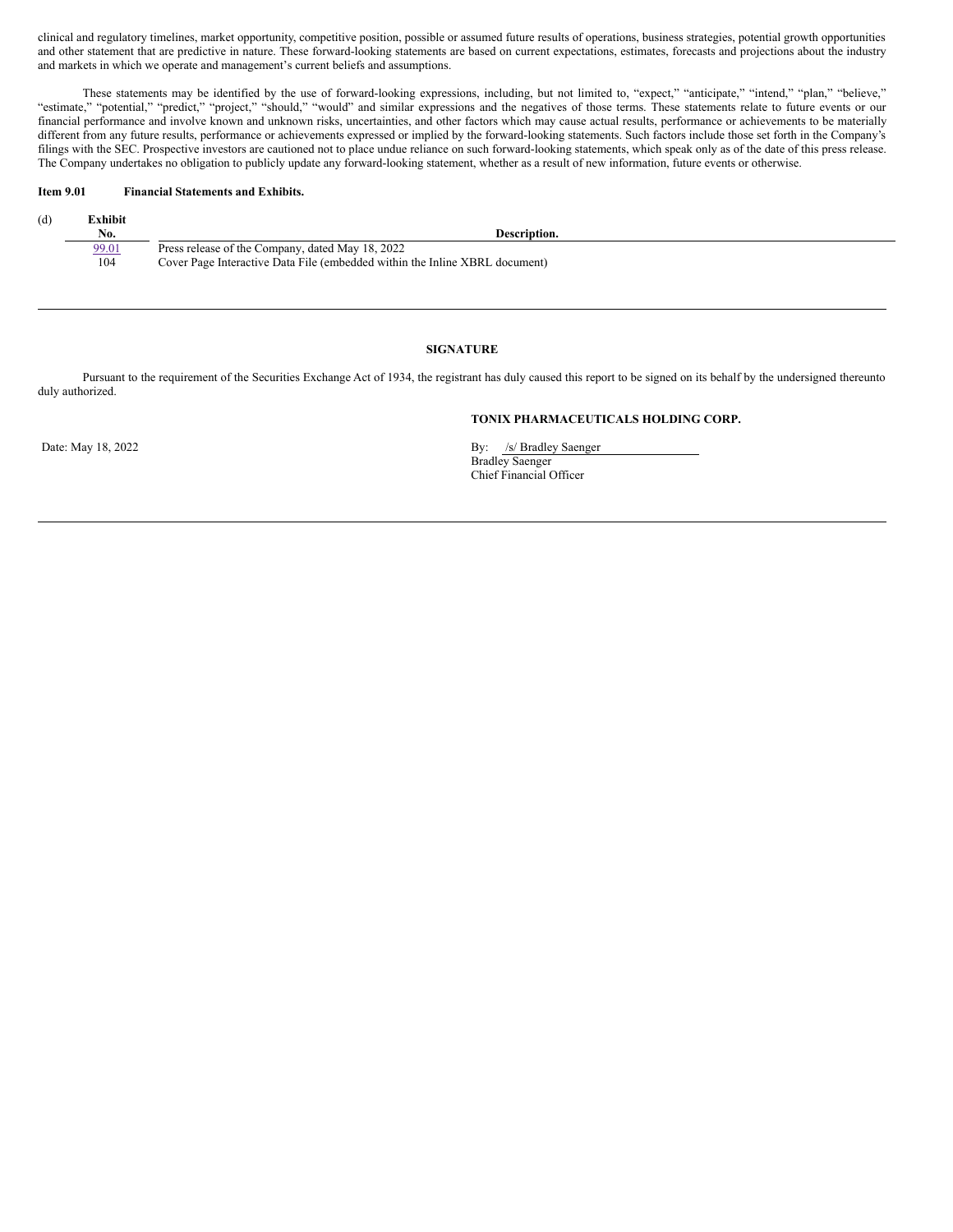clinical and regulatory timelines, market opportunity, competitive position, possible or assumed future results of operations, business strategies, potential growth opportunities and other statement that are predictive in nature. These forward-looking statements are based on current expectations, estimates, forecasts and projections about the industry and markets in which we operate and management's current beliefs and assumptions.

These statements may be identified by the use of forward-looking expressions, including, but not limited to, "expect," "anticipate," "intend," "plan," "believe," "estimate," "potential," "predict," "project," "should," "would" and similar expressions and the negatives of those terms. These statements relate to future events or our financial performance and involve known and unknown risks, uncertainties, and other factors which may cause actual results, performance or achievements to be materially different from any future results, performance or achievements expressed or implied by the forward-looking statements. Such factors include those set forth in the Company's filings with the SEC. Prospective investors are cautioned not to place undue reliance on such forward-looking statements, which speak only as of the date of this press release. The Company undertakes no obligation to publicly update any forward-looking statement, whether as a result of new information, future events or otherwise.

**Item 9.01 Financial Statements and Exhibits.**

(d)

| Exhibit No. | Description. |
|---|---|
| 99.01 | Press release of the Company, dated May 18, 2022 |
| 104 | Cover Page Interactive Data File (embedded within the Inline XBRL document) |

**SIGNATURE**

Pursuant to the requirement of the Securities Exchange Act of 1934, the registrant has duly caused this report to be signed on its behalf by the undersigned thereunto duly authorized.

**TONIX PHARMACEUTICALS HOLDING CORP.**

Date: May 18, 2022

By: /s/ Bradley Saenger
Bradley Saenger
Chief Financial Officer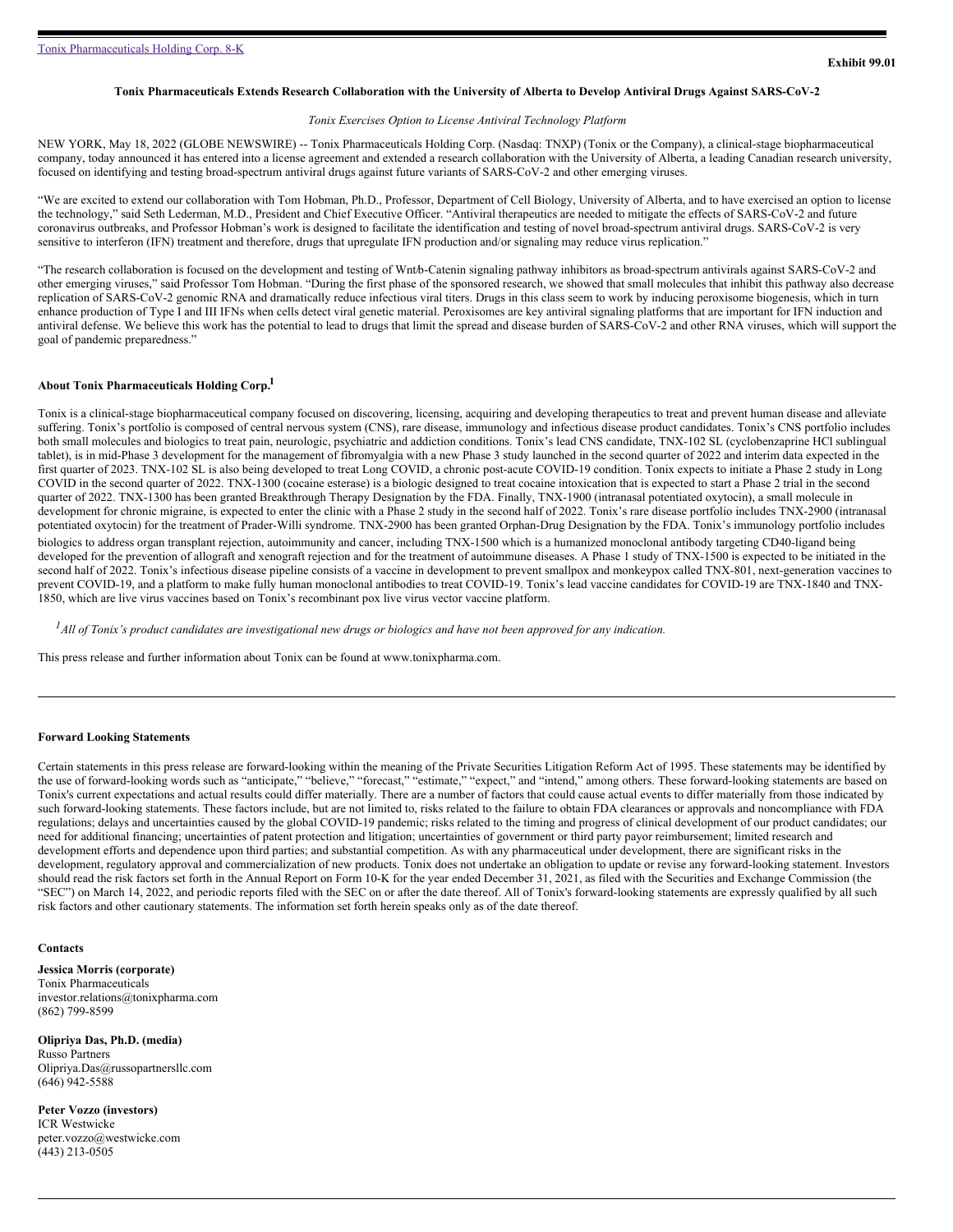Exhibit 99.01

**Tonix Pharmaceuticals Extends Research Collaboration with the University of Alberta to Develop Antiviral Drugs Against SARS-CoV-2**

*Tonix Exercises Option to License Antiviral Technology Platform*

NEW YORK, May 18, 2022 (GLOBE NEWSWIRE) -- Tonix Pharmaceuticals Holding Corp. (Nasdaq: TNXP) (Tonix or the Company), a clinical-stage biopharmaceutical company, today announced it has entered into a license agreement and extended a research collaboration with the University of Alberta, a leading Canadian research university, focused on identifying and testing broad-spectrum antiviral drugs against future variants of SARS-CoV-2 and other emerging viruses.

"We are excited to extend our collaboration with Tom Hobman, Ph.D., Professor, Department of Cell Biology, University of Alberta, and to have exercised an option to license the technology," said Seth Lederman, M.D., President and Chief Executive Officer. "Antiviral therapeutics are needed to mitigate the effects of SARS-CoV-2 and future coronavirus outbreaks, and Professor Hobman's work is designed to facilitate the identification and testing of novel broad-spectrum antiviral drugs. SARS-CoV-2 is very sensitive to interferon (IFN) treatment and therefore, drugs that upregulate IFN production and/or signaling may reduce virus replication."

"The research collaboration is focused on the development and testing of Wnt/b-Catenin signaling pathway inhibitors as broad-spectrum antivirals against SARS-CoV-2 and other emerging viruses," said Professor Tom Hobman. "During the first phase of the sponsored research, we showed that small molecules that inhibit this pathway also decrease replication of SARS-CoV-2 genomic RNA and dramatically reduce infectious viral titers. Drugs in this class seem to work by inducing peroxisome biogenesis, which in turn enhance production of Type I and III IFNs when cells detect viral genetic material. Peroxisomes are key antiviral signaling platforms that are important for IFN induction and antiviral defense. We believe this work has the potential to lead to drugs that limit the spread and disease burden of SARS-CoV-2 and other RNA viruses, which will support the goal of pandemic preparedness."

**About Tonix Pharmaceuticals Holding Corp.[1]**

Tonix is a clinical-stage biopharmaceutical company focused on discovering, licensing, acquiring and developing therapeutics to treat and prevent human disease and alleviate suffering. Tonix's portfolio is composed of central nervous system (CNS), rare disease, immunology and infectious disease product candidates. Tonix's CNS portfolio includes both small molecules and biologics to treat pain, neurologic, psychiatric and addiction conditions. Tonix's lead CNS candidate, TNX-102 SL (cyclobenzaprine HCl sublingual tablet), is in mid-Phase 3 development for the management of fibromyalgia with a new Phase 3 study launched in the second quarter of 2022 and interim data expected in the first quarter of 2023. TNX-102 SL is also being developed to treat Long COVID, a chronic post-acute COVID-19 condition. Tonix expects to initiate a Phase 2 study in Long COVID in the second quarter of 2022. TNX-1300 (cocaine esterase) is a biologic designed to treat cocaine intoxication that is expected to start a Phase 2 trial in the second quarter of 2022. TNX-1300 has been granted Breakthrough Therapy Designation by the FDA. Finally, TNX-1900 (intranasal potentiated oxytocin), a small molecule in development for chronic migraine, is expected to enter the clinic with a Phase 2 study in the second half of 2022. Tonix's rare disease portfolio includes TNX-2900 (intranasal potentiated oxytocin) for the treatment of Prader-Willi syndrome. TNX-2900 has been granted Orphan-Drug Designation by the FDA. Tonix's immunology portfolio includes biologics to address organ transplant rejection, autoimmunity and cancer, including TNX-1500 which is a humanized monoclonal antibody targeting CD40-ligand being developed for the prevention of allograft and xenograft rejection and for the treatment of autoimmune diseases. A Phase 1 study of TNX-1500 is expected to be initiated in the second half of 2022. Tonix's infectious disease pipeline consists of a vaccine in development to prevent smallpox and monkeypox called TNX-801, next-generation vaccines to prevent COVID-19, and a platform to make fully human monoclonal antibodies to treat COVID-19. Tonix's lead vaccine candidates for COVID-19 are TNX-1840 and TNX-1850, which are live virus vaccines based on Tonix's recombinant pox live virus vector vaccine platform.

*[1] All of Tonix's product candidates are investigational new drugs or biologics and have not been approved for any indication.*

This press release and further information about Tonix can be found at www.tonixpharma.com.

---

**Forward Looking Statements**

Certain statements in this press release are forward-looking within the meaning of the Private Securities Litigation Reform Act of 1995. These statements may be identified by the use of forward-looking words such as "anticipate," "believe," "forecast," "estimate," "expect," and "intend," among others. These forward-looking statements are based on Tonix's current expectations and actual results could differ materially. There are a number of factors that could cause actual events to differ materially from those indicated by such forward-looking statements. These factors include, but are not limited to, risks related to the failure to obtain FDA clearances or approvals and noncompliance with FDA regulations; delays and uncertainties caused by the global COVID-19 pandemic; risks related to the timing and progress of clinical development of our product candidates; our need for additional financing; uncertainties of patent protection and litigation; uncertainties of government or third party payor reimbursement; limited research and development efforts and dependence upon third parties; and substantial competition. As with any pharmaceutical under development, there are significant risks in the development, regulatory approval and commercialization of new products. Tonix does not undertake an obligation to update or revise any forward-looking statement. Investors should read the risk factors set forth in the Annual Report on Form 10-K for the year ended December 31, 2021, as filed with the Securities and Exchange Commission (the "SEC") on March 14, 2022, and periodic reports filed with the SEC on or after the date thereof. All of Tonix's forward-looking statements are expressly qualified by all such risk factors and other cautionary statements. The information set forth herein speaks only as of the date thereof.

**Contacts**

**Jessica Morris (corporate)**
Tonix Pharmaceuticals
investor.relations@tonixpharma.com
(862) 799-8599

**Olipriya Das, Ph.D. (media)**
Russo Partners
Olipriya.Das@russopartnersllc.com
(646) 942-5588

**Peter Vozzo (investors)**
ICR Westwicke
peter.vozzo@westwicke.com
(443) 213-0505